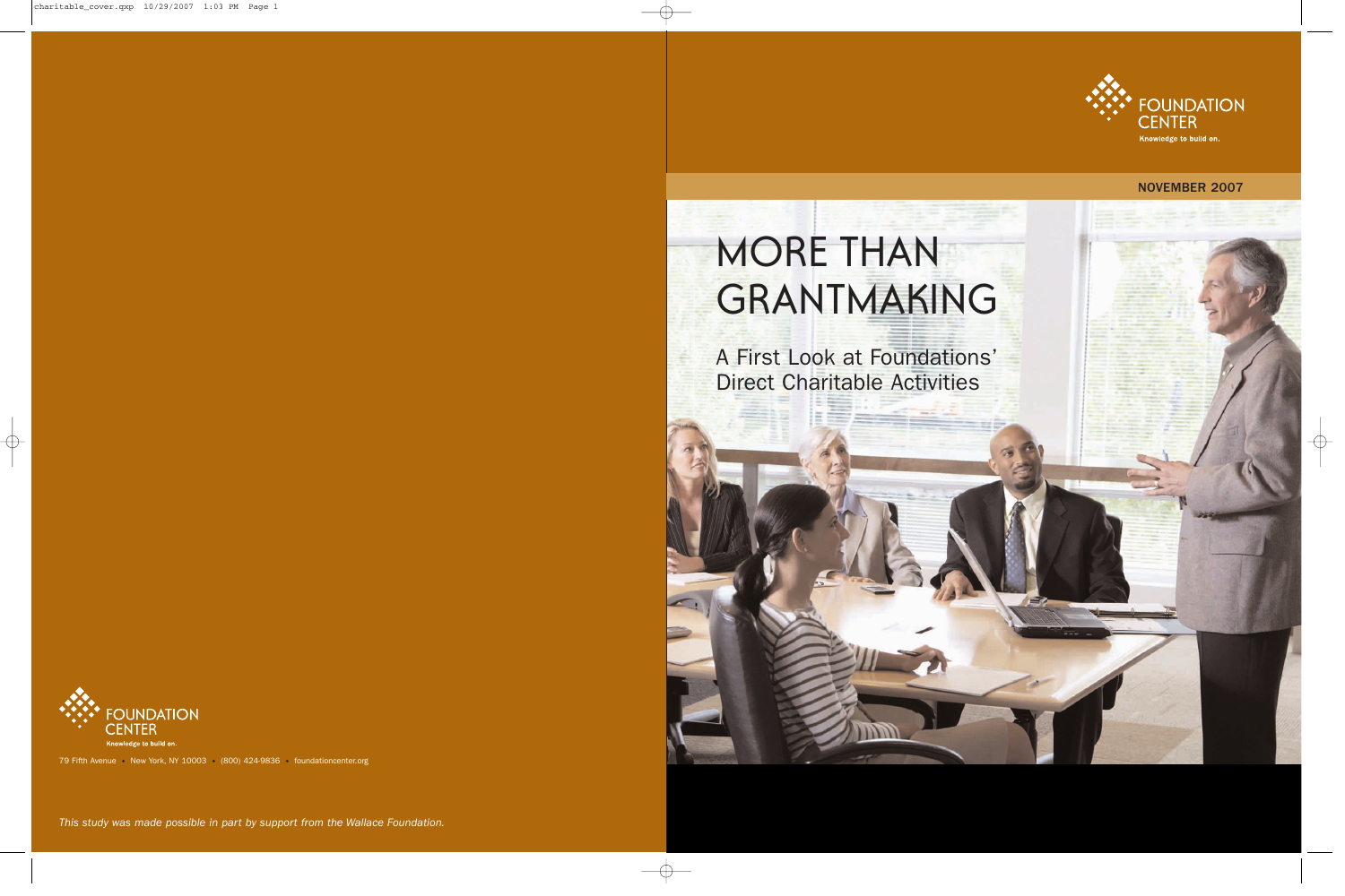FOUNDATION CENTER

Knowledge to build on.

NOVEMBER 2007

# MORE THAN GRANTMAKING

## A First Look at Foundations' Direct Charitable Activities

FOUNDATION CENTER

Knowledge to build on.

79 Fifth Avenue • New York, NY 10003 • (800) 424-9836 • foundationcenter.org

*This study was made possible in part by support from the Wallace Foundation.*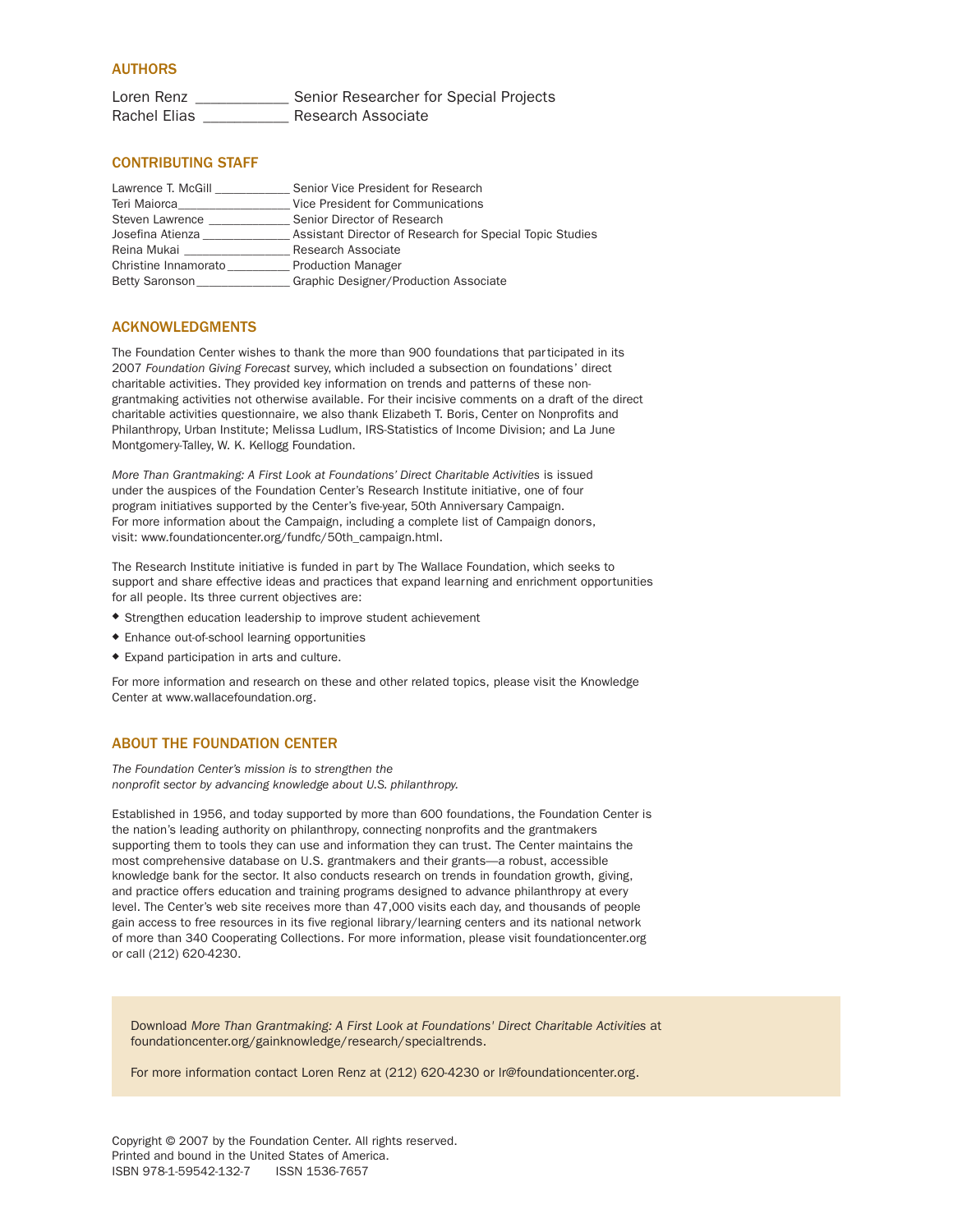## AUTHORS

Loren Renz ____________ Senior Researcher for Special Projects
Rachel Elias ___________ Research Associate

## CONTRIBUTING STAFF

Lawrence T. McGill ___________ Senior Vice President for Research
Teri Maiorca_________________ Vice President for Communications
Steven Lawrence ____________ Senior Director of Research
Josefina Atienza _____________ Assistant Director of Research for Special Topic Studies
Reina Mukai ________________ Research Associate
Christine Innamorato_________ Production Manager
Betty Saronson______________ Graphic Designer/Production Associate

## ACKNOWLEDGMENTS

The Foundation Center wishes to thank the more than 900 foundations that participated in its 2007 *Foundation Giving Forecast* survey, which included a subsection on foundations' direct charitable activities. They provided key information on trends and patterns of these non-grantmaking activities not otherwise available. For their incisive comments on a draft of the direct charitable activities questionnaire, we also thank Elizabeth T. Boris, Center on Nonprofits and Philanthropy, Urban Institute; Melissa Ludlum, IRS-Statistics of Income Division; and La June Montgomery-Talley, W. K. Kellogg Foundation.

*More Than Grantmaking: A First Look at Foundations' Direct Charitable Activities* is issued under the auspices of the Foundation Center's Research Institute initiative, one of four program initiatives supported by the Center's five-year, 50th Anniversary Campaign. For more information about the Campaign, including a complete list of Campaign donors, visit: www.foundationcenter.org/fundfc/50th_campaign.html.

The Research Institute initiative is funded in part by The Wallace Foundation, which seeks to support and share effective ideas and practices that expand learning and enrichment opportunities for all people. Its three current objectives are:

- Strengthen education leadership to improve student achievement
- Enhance out-of-school learning opportunities
- Expand participation in arts and culture.

For more information and research on these and other related topics, please visit the Knowledge Center at www.wallacefoundation.org.

## ABOUT THE FOUNDATION CENTER

*The Foundation Center's mission is to strengthen the nonprofit sector by advancing knowledge about U.S. philanthropy.*

Established in 1956, and today supported by more than 600 foundations, the Foundation Center is the nation's leading authority on philanthropy, connecting nonprofits and the grantmakers supporting them to tools they can use and information they can trust. The Center maintains the most comprehensive database on U.S. grantmakers and their grants—a robust, accessible knowledge bank for the sector. It also conducts research on trends in foundation growth, giving, and practice offers education and training programs designed to advance philanthropy at every level. The Center's web site receives more than 47,000 visits each day, and thousands of people gain access to free resources in its five regional library/learning centers and its national network of more than 340 Cooperating Collections. For more information, please visit foundationcenter.org or call (212) 620-4230.

Download *More Than Grantmaking: A First Look at Foundations' Direct Charitable Activities* at foundationcenter.org/gainknowledge/research/specialtrends.

For more information contact Loren Renz at (212) 620-4230 or lr@foundationcenter.org.

Copyright © 2007 by the Foundation Center. All rights reserved.
Printed and bound in the United States of America.
ISBN 978-1-59542-132-7 ISSN 1536-7657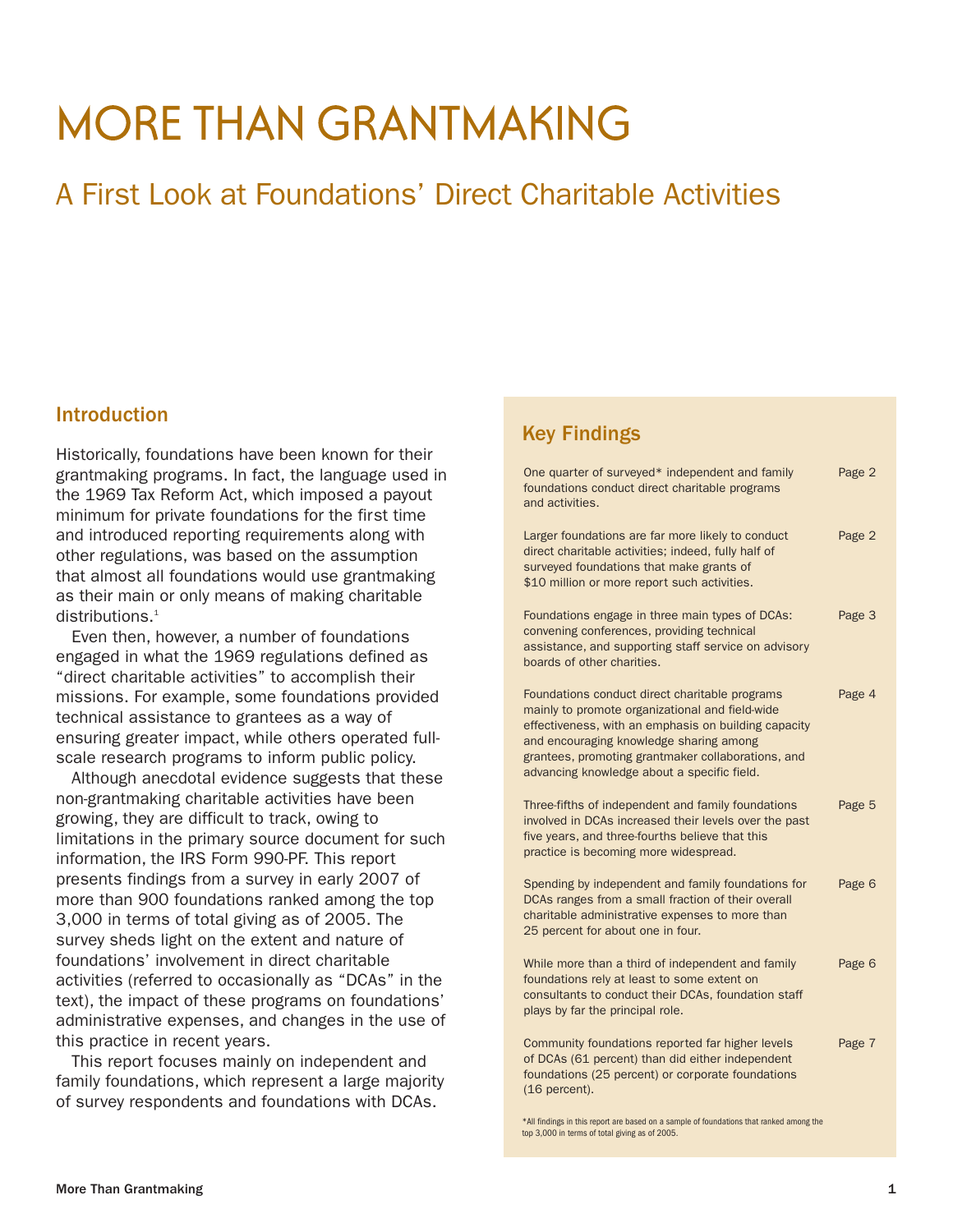# MORE THAN GRANTMAKING

## A First Look at Foundations' Direct Charitable Activities

### Introduction

Historically, foundations have been known for their grantmaking programs. In fact, the language used in the 1969 Tax Reform Act, which imposed a payout minimum for private foundations for the first time and introduced reporting requirements along with other regulations, was based on the assumption that almost all foundations would use grantmaking as their main or only means of making charitable distributions.[1]

Even then, however, a number of foundations engaged in what the 1969 regulations defined as "direct charitable activities" to accomplish their missions. For example, some foundations provided technical assistance to grantees as a way of ensuring greater impact, while others operated full-scale research programs to inform public policy.

Although anecdotal evidence suggests that these non-grantmaking charitable activities have been growing, they are difficult to track, owing to limitations in the primary source document for such information, the IRS Form 990-PF. This report presents findings from a survey in early 2007 of more than 900 foundations ranked among the top 3,000 in terms of total giving as of 2005. The survey sheds light on the extent and nature of foundations' involvement in direct charitable activities (referred to occasionally as "DCAs" in the text), the impact of these programs on foundations' administrative expenses, and changes in the use of this practice in recent years.

This report focuses mainly on independent and family foundations, which represent a large majority of survey respondents and foundations with DCAs.

### Key Findings

| Finding | Page |
| --- | --- |
| One quarter of surveyed* independent and family foundations conduct direct charitable programs and activities. | Page 2 |
| Larger foundations are far more likely to conduct direct charitable activities; indeed, fully half of surveyed foundations that make grants of $10 million or more report such activities. | Page 2 |
| Foundations engage in three main types of DCAs: convening conferences, providing technical assistance, and supporting staff service on advisory boards of other charities. | Page 3 |
| Foundations conduct direct charitable programs mainly to promote organizational and field-wide effectiveness, with an emphasis on building capacity and encouraging knowledge sharing among grantees, promoting grantmaker collaborations, and advancing knowledge about a specific field. | Page 4 |
| Three-fifths of independent and family foundations involved in DCAs increased their levels over the past five years, and three-fourths believe that this practice is becoming more widespread. | Page 5 |
| Spending by independent and family foundations for DCAs ranges from a small fraction of their overall charitable administrative expenses to more than 25 percent for about one in four. | Page 6 |
| While more than a third of independent and family foundations rely at least to some extent on consultants to conduct their DCAs, foundation staff plays by far the principal role. | Page 6 |
| Community foundations reported far higher levels of DCAs (61 percent) than did either independent foundations (25 percent) or corporate foundations (16 percent). | Page 7 |

*All findings in this report are based on a sample of foundations that ranked among the top 3,000 in terms of total giving as of 2005.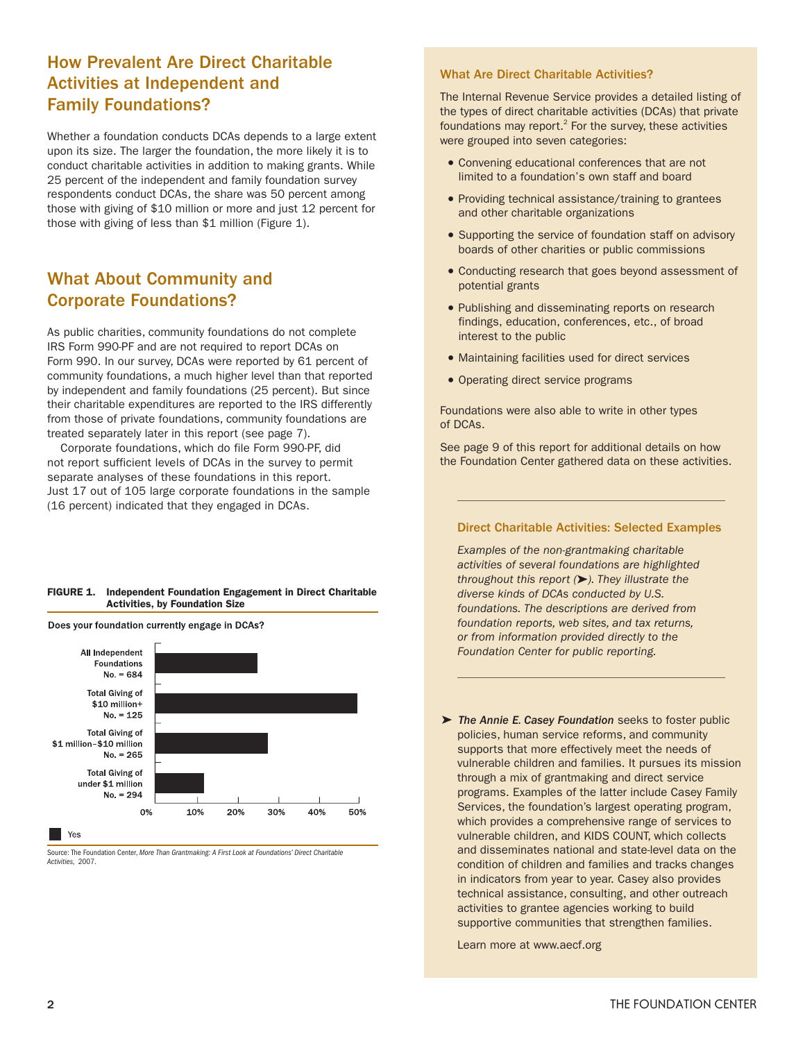## How Prevalent Are Direct Charitable Activities at Independent and Family Foundations?

Whether a foundation conducts DCAs depends to a large extent upon its size. The larger the foundation, the more likely it is to conduct charitable activities in addition to making grants. While 25 percent of the independent and family foundation survey respondents conduct DCAs, the share was 50 percent among those with giving of $10 million or more and just 12 percent for those with giving of less than $1 million (Figure 1).

## What About Community and Corporate Foundations?

As public charities, community foundations do not complete IRS Form 990-PF and are not required to report DCAs on Form 990. In our survey, DCAs were reported by 61 percent of community foundations, a much higher level than that reported by independent and family foundations (25 percent). But since their charitable expenditures are reported to the IRS differently from those of private foundations, community foundations are treated separately later in this report (see page 7).

Corporate foundations, which do file Form 990-PF, did not report sufficient levels of DCAs in the survey to permit separate analyses of these foundations in this report. Just 17 out of 105 large corporate foundations in the sample (16 percent) indicated that they engaged in DCAs.

**FIGURE 1. Independent Foundation Engagement in Direct Charitable Activities, by Foundation Size**

Does your foundation currently engage in DCAs?

| | Yes |
|---|---|
| All Independent Foundations No. = 684 | 25% |
| Total Giving of $10 million+ No. = 125 | 50% |
| Total Giving of $1 million–$10 million No. = 265 | 28% |
| Total Giving of under $1 million No. = 294 | 12% |

Source: The Foundation Center, *More Than Grantmaking: A First Look at Foundations' Direct Charitable Activities,* 2007.

### What Are Direct Charitable Activities?

The Internal Revenue Service provides a detailed listing of the types of direct charitable activities (DCAs) that private foundations may report.[2] For the survey, these activities were grouped into seven categories:

- Convening educational conferences that are not limited to a foundation's own staff and board
- Providing technical assistance/training to grantees and other charitable organizations
- Supporting the service of foundation staff on advisory boards of other charities or public commissions
- Conducting research that goes beyond assessment of potential grants
- Publishing and disseminating reports on research findings, education, conferences, etc., of broad interest to the public
- Maintaining facilities used for direct services
- Operating direct service programs

Foundations were also able to write in other types of DCAs.

See page 9 of this report for additional details on how the Foundation Center gathered data on these activities.

### Direct Charitable Activities: Selected Examples

*Examples of the non-grantmaking charitable activities of several foundations are highlighted throughout this report (➤). They illustrate the diverse kinds of DCAs conducted by U.S. foundations. The descriptions are derived from foundation reports, web sites, and tax returns, or from information provided directly to the Foundation Center for public reporting.*

➤ ***The Annie E. Casey Foundation*** seeks to foster public policies, human service reforms, and community supports that more effectively meet the needs of vulnerable children and families. It pursues its mission through a mix of grantmaking and direct service programs. Examples of the latter include Casey Family Services, the foundation's largest operating program, which provides a comprehensive range of services to vulnerable children, and KIDS COUNT, which collects and disseminates national and state-level data on the condition of children and families and tracks changes in indicators from year to year. Casey also provides technical assistance, consulting, and other outreach activities to grantee agencies working to build supportive communities that strengthen families.

Learn more at www.aecf.org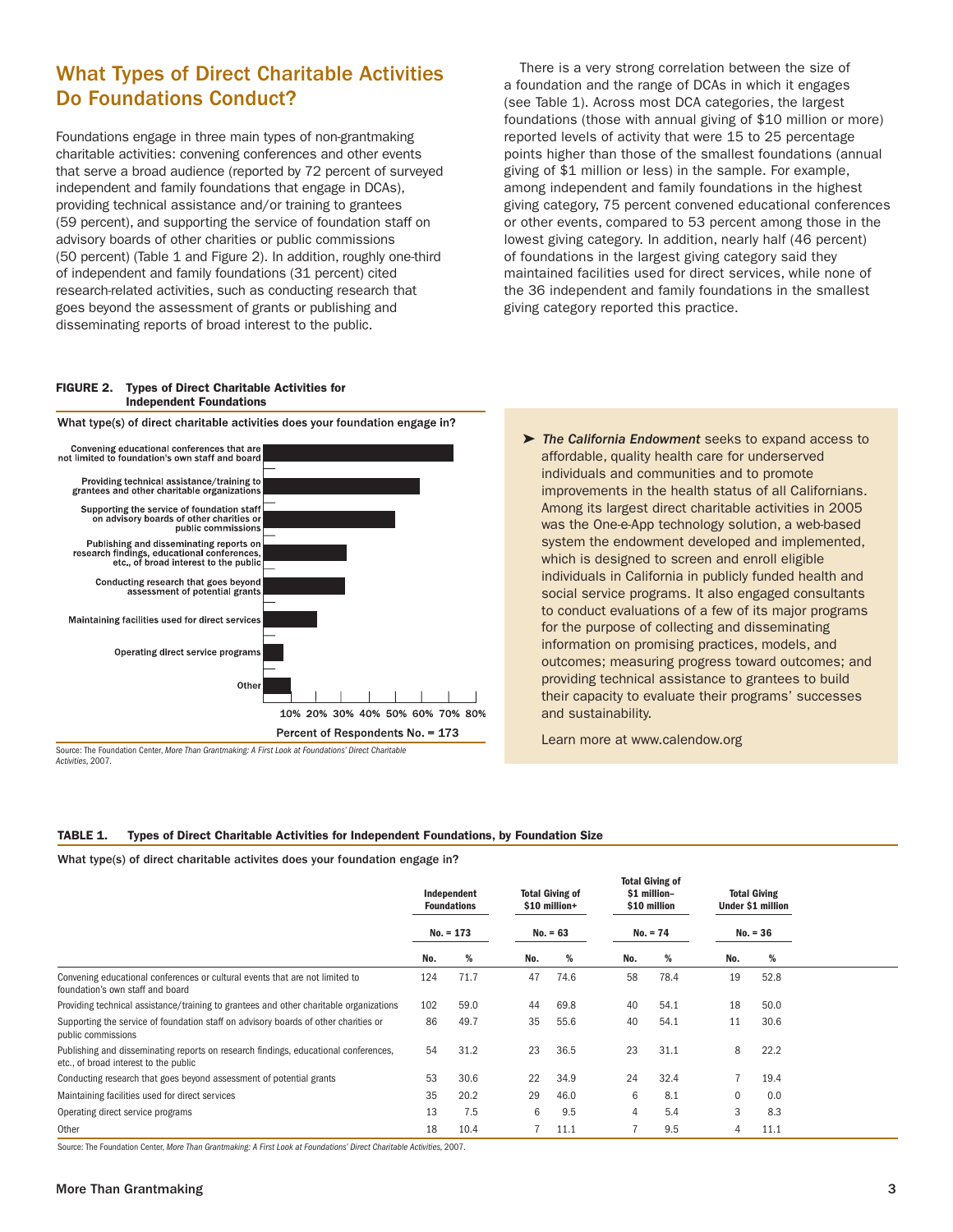## What Types of Direct Charitable Activities Do Foundations Conduct?

Foundations engage in three main types of non-grantmaking charitable activities: convening conferences and other events that serve a broad audience (reported by 72 percent of surveyed independent and family foundations that engage in DCAs), providing technical assistance and/or training to grantees (59 percent), and supporting the service of foundation staff on advisory boards of other charities or public commissions (50 percent) (Table 1 and Figure 2). In addition, roughly one-third of independent and family foundations (31 percent) cited research-related activities, such as conducting research that goes beyond the assessment of grants or publishing and disseminating reports of broad interest to the public.

There is a very strong correlation between the size of a foundation and the range of DCAs in which it engages (see Table 1). Across most DCA categories, the largest foundations (those with annual giving of $10 million or more) reported levels of activity that were 15 to 25 percentage points higher than those of the smallest foundations (annual giving of $1 million or less) in the sample. For example, among independent and family foundations in the highest giving category, 75 percent convened educational conferences or other events, compared to 53 percent among those in the lowest giving category. In addition, nearly half (46 percent) of foundations in the largest giving category said they maintained facilities used for direct services, while none of the 36 independent and family foundations in the smallest giving category reported this practice.

**FIGURE 2. Types of Direct Charitable Activities for Independent Foundations**

What type(s) of direct charitable activities does your foundation engage in?

- Convening educational conferences that are not limited to foundation's own staff and board
- Providing technical assistance/training to grantees and other charitable organizations
- Supporting the service of foundation staff on advisory boards of other charities or public commissions
- Publishing and disseminating reports on research findings, educational conferences, etc., of broad interest to the public
- Conducting research that goes beyond assessment of potential grants
- Maintaining facilities used for direct services
- Operating direct service programs
- Other

10% 20% 30% 40% 50% 60% 70% 80%

Percent of Respondents No. = 173

Source: The Foundation Center, *More Than Grantmaking: A First Look at Foundations' Direct Charitable Activities*, 2007.

➤ ***The California Endowment*** seeks to expand access to affordable, quality health care for underserved individuals and communities and to promote improvements in the health status of all Californians. Among its largest direct charitable activities in 2005 was the One-e-App technology solution, a web-based system the endowment developed and implemented, which is designed to screen and enroll eligible individuals in California in publicly funded health and social service programs. It also engaged consultants to conduct evaluations of a few of its major programs for the purpose of collecting and disseminating information on promising practices, models, and outcomes; measuring progress toward outcomes; and providing technical assistance to grantees to build their capacity to evaluate their programs' successes and sustainability.

Learn more at www.calendow.org

**TABLE 1. Types of Direct Charitable Activities for Independent Foundations, by Foundation Size**

What type(s) of direct charitable activites does your foundation engage in?

| | Independent Foundations | | Total Giving of $10 million+ | | Total Giving of $1 million–$10 million | | Total Giving Under $1 million | |
|---|---|---|---|---|---|---|---|---|
| | No. = 173 | | No. = 63 | | No. = 74 | | No. = 36 | |
| | No. | % | No. | % | No. | % | No. | % |
| Convening educational conferences or cultural events that are not limited to foundation's own staff and board | 124 | 71.7 | 47 | 74.6 | 58 | 78.4 | 19 | 52.8 |
| Providing technical assistance/training to grantees and other charitable organizations | 102 | 59.0 | 44 | 69.8 | 40 | 54.1 | 18 | 50.0 |
| Supporting the service of foundation staff on advisory boards of other charities or public commissions | 86 | 49.7 | 35 | 55.6 | 40 | 54.1 | 11 | 30.6 |
| Publishing and disseminating reports on research findings, educational conferences, etc., of broad interest to the public | 54 | 31.2 | 23 | 36.5 | 23 | 31.1 | 8 | 22.2 |
| Conducting research that goes beyond assessment of potential grants | 53 | 30.6 | 22 | 34.9 | 24 | 32.4 | 7 | 19.4 |
| Maintaining facilities used for direct services | 35 | 20.2 | 29 | 46.0 | 6 | 8.1 | 0 | 0.0 |
| Operating direct service programs | 13 | 7.5 | 6 | 9.5 | 4 | 5.4 | 3 | 8.3 |
| Other | 18 | 10.4 | 7 | 11.1 | 7 | 9.5 | 4 | 11.1 |

Source: The Foundation Center, *More Than Grantmaking: A First Look at Foundations' Direct Charitable Activities*, 2007.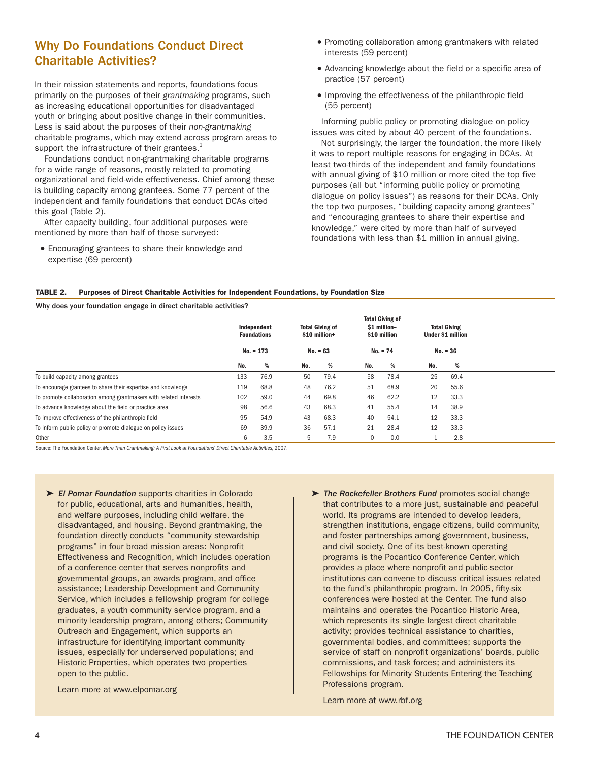## Why Do Foundations Conduct Direct Charitable Activities?

In their mission statements and reports, foundations focus primarily on the purposes of their *grantmaking* programs, such as increasing educational opportunities for disadvantaged youth or bringing about positive change in their communities. Less is said about the purposes of their *non-grantmaking* charitable programs, which may extend across program areas to support the infrastructure of their grantees.[3]

Foundations conduct non-grantmaking charitable programs for a wide range of reasons, mostly related to promoting organizational and field-wide effectiveness. Chief among these is building capacity among grantees. Some 77 percent of the independent and family foundations that conduct DCAs cited this goal (Table 2).

After capacity building, four additional purposes were mentioned by more than half of those surveyed:

- Encouraging grantees to share their knowledge and expertise (69 percent)
- Promoting collaboration among grantmakers with related interests (59 percent)
- Advancing knowledge about the field or a specific area of practice (57 percent)
- Improving the effectiveness of the philanthropic field (55 percent)

Informing public policy or promoting dialogue on policy issues was cited by about 40 percent of the foundations.

Not surprisingly, the larger the foundation, the more likely it was to report multiple reasons for engaging in DCAs. At least two-thirds of the independent and family foundations with annual giving of $10 million or more cited the top five purposes (all but "informing public policy or promoting dialogue on policy issues") as reasons for their DCAs. Only the top two purposes, "building capacity among grantees" and "encouraging grantees to share their expertise and knowledge," were cited by more than half of surveyed foundations with less than $1 million in annual giving.

**TABLE 2. Purposes of Direct Charitable Activities for Independent Foundations, by Foundation Size**

**Why does your foundation engage in direct charitable activities?**

| | Independent Foundations | | Total Giving of $10 million+ | | Total Giving of $1 million–$10 million | | Total Giving Under $1 million | |
|---|---|---|---|---|---|---|---|---|
| | No. = 173 | | No. = 63 | | No. = 74 | | No. = 36 | |
| | No. | % | No. | % | No. | % | No. | % |
| To build capacity among grantees | 133 | 76.9 | 50 | 79.4 | 58 | 78.4 | 25 | 69.4 |
| To encourage grantees to share their expertise and knowledge | 119 | 68.8 | 48 | 76.2 | 51 | 68.9 | 20 | 55.6 |
| To promote collaboration among grantmakers with related interests | 102 | 59.0 | 44 | 69.8 | 46 | 62.2 | 12 | 33.3 |
| To advance knowledge about the field or practice area | 98 | 56.6 | 43 | 68.3 | 41 | 55.4 | 14 | 38.9 |
| To improve effectiveness of the philanthropic field | 95 | 54.9 | 43 | 68.3 | 40 | 54.1 | 12 | 33.3 |
| To inform public policy or promote dialogue on policy issues | 69 | 39.9 | 36 | 57.1 | 21 | 28.4 | 12 | 33.3 |
| Other | 6 | 3.5 | 5 | 7.9 | 0 | 0.0 | 1 | 2.8 |

Source: The Foundation Center, *More Than Grantmaking: A First Look at Foundations' Direct Charitable Activities*, 2007.

➤ ***El Pomar Foundation*** supports charities in Colorado for public, educational, arts and humanities, health, and welfare purposes, including child welfare, the disadvantaged, and housing. Beyond grantmaking, the foundation directly conducts "community stewardship programs" in four broad mission areas: Nonprofit Effectiveness and Recognition, which includes operation of a conference center that serves nonprofits and governmental groups, an awards program, and office assistance; Leadership Development and Community Service, which includes a fellowship program for college graduates, a youth community service program, and a minority leadership program, among others; Community Outreach and Engagement, which supports an infrastructure for identifying important community issues, especially for underserved populations; and Historic Properties, which operates two properties open to the public.

Learn more at www.elpomar.org

➤ ***The Rockefeller Brothers Fund*** promotes social change that contributes to a more just, sustainable and peaceful world. Its programs are intended to develop leaders, strengthen institutions, engage citizens, build community, and foster partnerships among government, business, and civil society. One of its best-known operating programs is the Pocantico Conference Center, which provides a place where nonprofit and public-sector institutions can convene to discuss critical issues related to the fund's philanthropic program. In 2005, fifty-six conferences were hosted at the Center. The fund also maintains and operates the Pocantico Historic Area, which represents its single largest direct charitable activity; provides technical assistance to charities, governmental bodies, and committees; supports the service of staff on nonprofit organizations' boards, public commissions, and task forces; and administers its Fellowships for Minority Students Entering the Teaching Professions program.

Learn more at www.rbf.org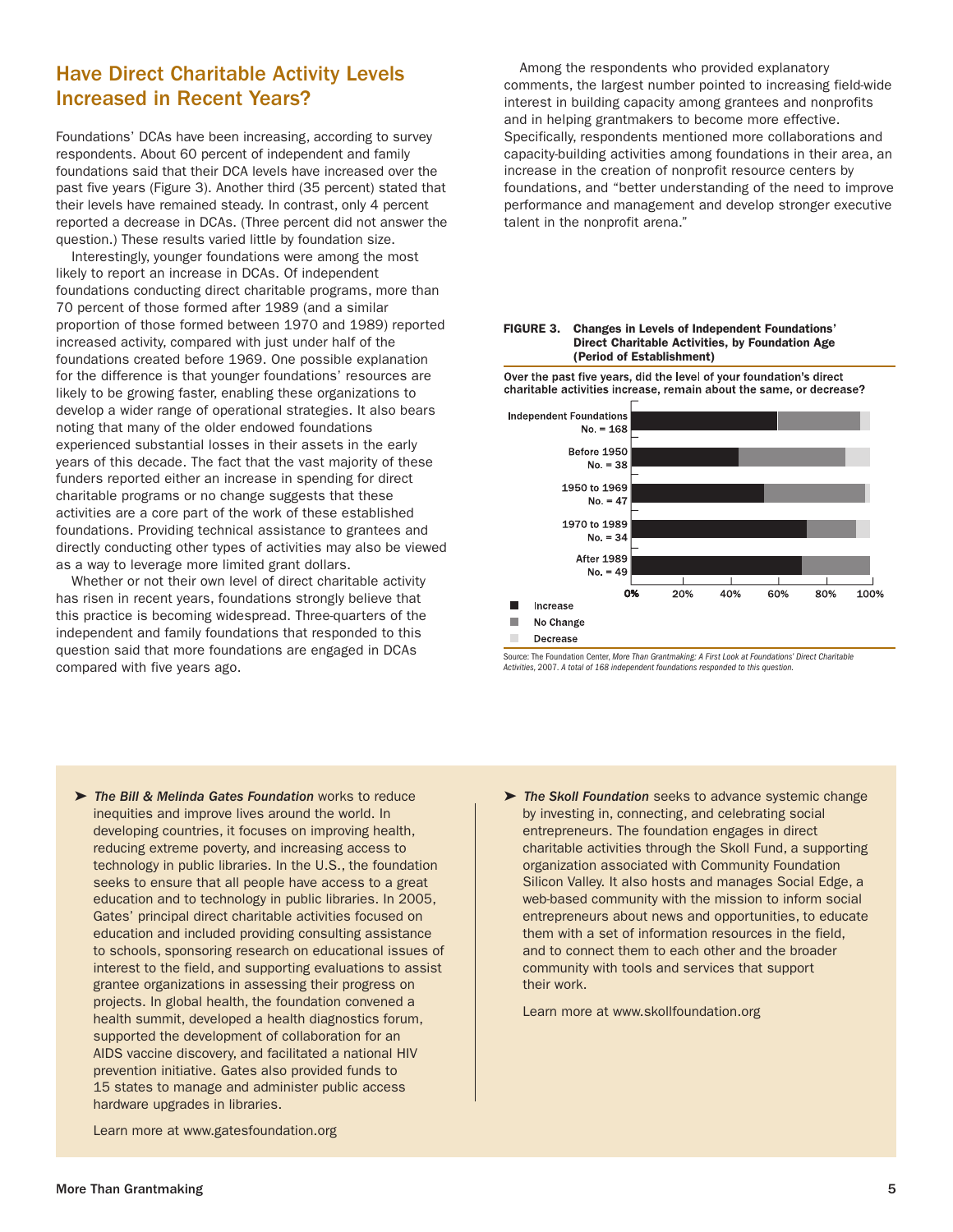## Have Direct Charitable Activity Levels Increased in Recent Years?

Foundations' DCAs have been increasing, according to survey respondents. About 60 percent of independent and family foundations said that their DCA levels have increased over the past five years (Figure 3). Another third (35 percent) stated that their levels have remained steady. In contrast, only 4 percent reported a decrease in DCAs. (Three percent did not answer the question.) These results varied little by foundation size.

Interestingly, younger foundations were among the most likely to report an increase in DCAs. Of independent foundations conducting direct charitable programs, more than 70 percent of those formed after 1989 (and a similar proportion of those formed between 1970 and 1989) reported increased activity, compared with just under half of the foundations created before 1969. One possible explanation for the difference is that younger foundations' resources are likely to be growing faster, enabling these organizations to develop a wider range of operational strategies. It also bears noting that many of the older endowed foundations experienced substantial losses in their assets in the early years of this decade. The fact that the vast majority of these funders reported either an increase in spending for direct charitable programs or no change suggests that these activities are a core part of the work of these established foundations. Providing technical assistance to grantees and directly conducting other types of activities may also be viewed as a way to leverage more limited grant dollars.

Whether or not their own level of direct charitable activity has risen in recent years, foundations strongly believe that this practice is becoming widespread. Three-quarters of the independent and family foundations that responded to this question said that more foundations are engaged in DCAs compared with five years ago.

Among the respondents who provided explanatory comments, the largest number pointed to increasing field-wide interest in building capacity among grantees and nonprofits and in helping grantmakers to become more effective. Specifically, respondents mentioned more collaborations and capacity-building activities among foundations in their area, an increase in the creation of nonprofit resource centers by foundations, and "better understanding of the need to improve performance and management and develop stronger executive talent in the nonprofit arena."

**FIGURE 3. Changes in Levels of Independent Foundations' Direct Charitable Activities, by Foundation Age (Period of Establishment)**

**Over the past five years, did the level of your foundation's direct charitable activities increase, remain about the same, or decrease?**

Categories shown: Independent Foundations (No. = 168); Before 1950 (No. = 38); 1950 to 1969 (No. = 47); 1970 to 1989 (No. = 34); After 1989 (No. = 49)

Legend: Increase; No Change; Decrease

Source: The Foundation Center, *More Than Grantmaking: A First Look at Foundations' Direct Charitable Activities*, 2007. *A total of 168 independent foundations responded to this question.*

➤ ***The Bill & Melinda Gates Foundation*** works to reduce inequities and improve lives around the world. In developing countries, it focuses on improving health, reducing extreme poverty, and increasing access to technology in public libraries. In the U.S., the foundation seeks to ensure that all people have access to a great education and to technology in public libraries. In 2005, Gates' principal direct charitable activities focused on education and included providing consulting assistance to schools, sponsoring research on educational issues of interest to the field, and supporting evaluations to assist grantee organizations in assessing their progress on projects. In global health, the foundation convened a health summit, developed a health diagnostics forum, supported the development of collaboration for an AIDS vaccine discovery, and facilitated a national HIV prevention initiative. Gates also provided funds to 15 states to manage and administer public access hardware upgrades in libraries.

Learn more at www.gatesfoundation.org

➤ ***The Skoll Foundation*** seeks to advance systemic change by investing in, connecting, and celebrating social entrepreneurs. The foundation engages in direct charitable activities through the Skoll Fund, a supporting organization associated with Community Foundation Silicon Valley. It also hosts and manages Social Edge, a web-based community with the mission to inform social entrepreneurs about news and opportunities, to educate them with a set of information resources in the field, and to connect them to each other and the broader community with tools and services that support their work.

Learn more at www.skollfoundation.org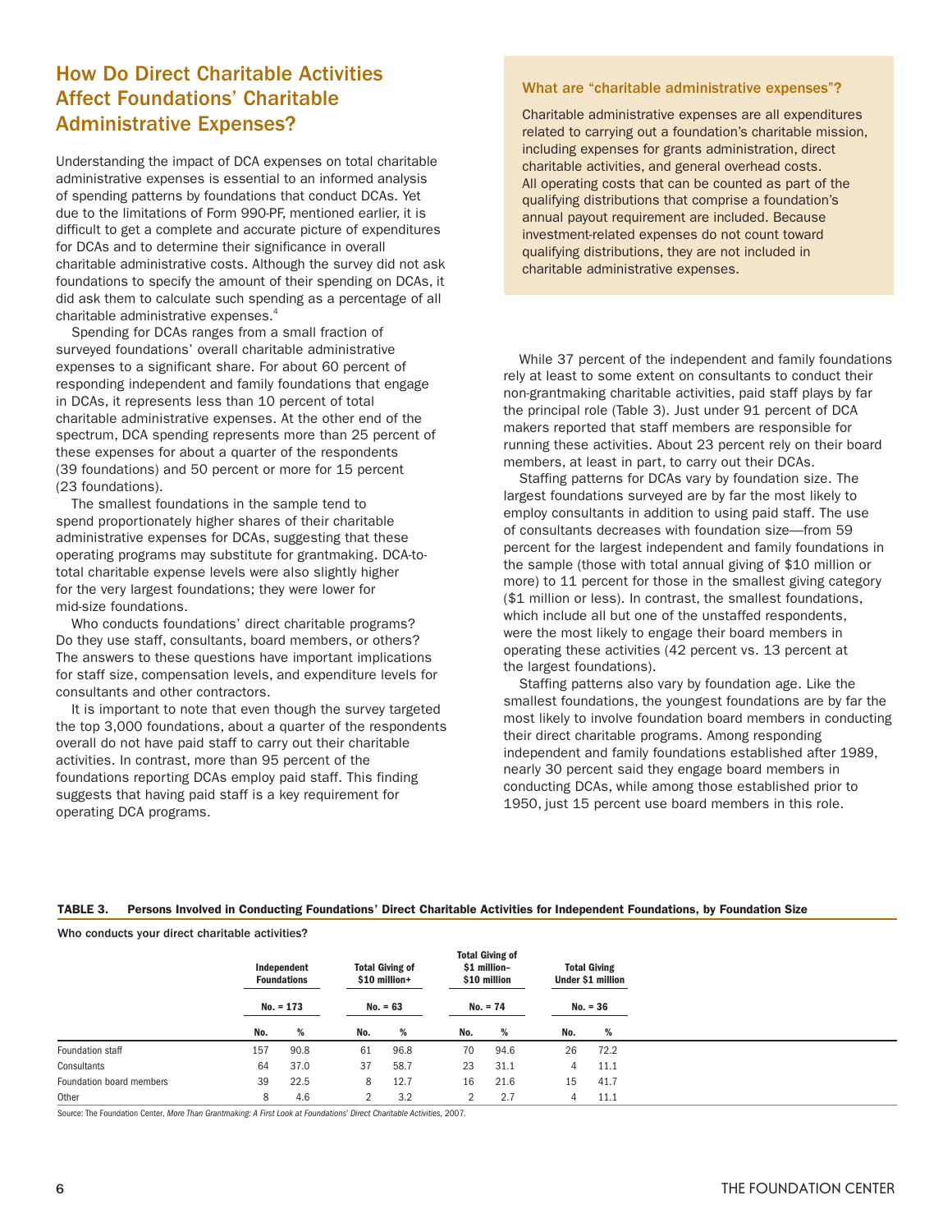## How Do Direct Charitable Activities Affect Foundations' Charitable Administrative Expenses?

Understanding the impact of DCA expenses on total charitable administrative expenses is essential to an informed analysis of spending patterns by foundations that conduct DCAs. Yet due to the limitations of Form 990-PF, mentioned earlier, it is difficult to get a complete and accurate picture of expenditures for DCAs and to determine their significance in overall charitable administrative costs. Although the survey did not ask foundations to specify the amount of their spending on DCAs, it did ask them to calculate such spending as a percentage of all charitable administrative expenses.[4]

Spending for DCAs ranges from a small fraction of surveyed foundations' overall charitable administrative expenses to a significant share. For about 60 percent of responding independent and family foundations that engage in DCAs, it represents less than 10 percent of total charitable administrative expenses. At the other end of the spectrum, DCA spending represents more than 25 percent of these expenses for about a quarter of the respondents (39 foundations) and 50 percent or more for 15 percent (23 foundations).

The smallest foundations in the sample tend to spend proportionately higher shares of their charitable administrative expenses for DCAs, suggesting that these operating programs may substitute for grantmaking. DCA-to-total charitable expense levels were also slightly higher for the very largest foundations; they were lower for mid-size foundations.

Who conducts foundations' direct charitable programs? Do they use staff, consultants, board members, or others? The answers to these questions have important implications for staff size, compensation levels, and expenditure levels for consultants and other contractors.

It is important to note that even though the survey targeted the top 3,000 foundations, about a quarter of the respondents overall do not have paid staff to carry out their charitable activities. In contrast, more than 95 percent of the foundations reporting DCAs employ paid staff. This finding suggests that having paid staff is a key requirement for operating DCA programs.

### What are "charitable administrative expenses"?

Charitable administrative expenses are all expenditures related to carrying out a foundation's charitable mission, including expenses for grants administration, direct charitable activities, and general overhead costs. All operating costs that can be counted as part of the qualifying distributions that comprise a foundation's annual payout requirement are included. Because investment-related expenses do not count toward qualifying distributions, they are not included in charitable administrative expenses.

While 37 percent of the independent and family foundations rely at least to some extent on consultants to conduct their non-grantmaking charitable activities, paid staff plays by far the principal role (Table 3). Just under 91 percent of DCA makers reported that staff members are responsible for running these activities. About 23 percent rely on their board members, at least in part, to carry out their DCAs.

Staffing patterns for DCAs vary by foundation size. The largest foundations surveyed are by far the most likely to employ consultants in addition to using paid staff. The use of consultants decreases with foundation size—from 59 percent for the largest independent and family foundations in the sample (those with total annual giving of $10 million or more) to 11 percent for those in the smallest giving category ($1 million or less). In contrast, the smallest foundations, which include all but one of the unstaffed respondents, were the most likely to engage their board members in operating these activities (42 percent vs. 13 percent at the largest foundations).

Staffing patterns also vary by foundation age. Like the smallest foundations, the youngest foundations are by far the most likely to involve foundation board members in conducting their direct charitable programs. Among responding independent and family foundations established after 1989, nearly 30 percent said they engage board members in conducting DCAs, while among those established prior to 1950, just 15 percent use board members in this role.

**TABLE 3. Persons Involved in Conducting Foundations' Direct Charitable Activities for Independent Foundations, by Foundation Size**

**Who conducts your direct charitable activities?**

| | Independent Foundations | | Total Giving of $10 million+ | | Total Giving of $1 million–$10 million | | Total Giving Under $1 million | |
|---|---|---|---|---|---|---|---|---|
| | No. = 173 | | No. = 63 | | No. = 74 | | No. = 36 | |
| | No. | % | No. | % | No. | % | No. | % |
| Foundation staff | 157 | 90.8 | 61 | 96.8 | 70 | 94.6 | 26 | 72.2 |
| Consultants | 64 | 37.0 | 37 | 58.7 | 23 | 31.1 | 4 | 11.1 |
| Foundation board members | 39 | 22.5 | 8 | 12.7 | 16 | 21.6 | 15 | 41.7 |
| Other | 8 | 4.6 | 2 | 3.2 | 2 | 2.7 | 4 | 11.1 |

Source: The Foundation Center, *More Than Grantmaking: A First Look at Foundations' Direct Charitable Activities*, 2007.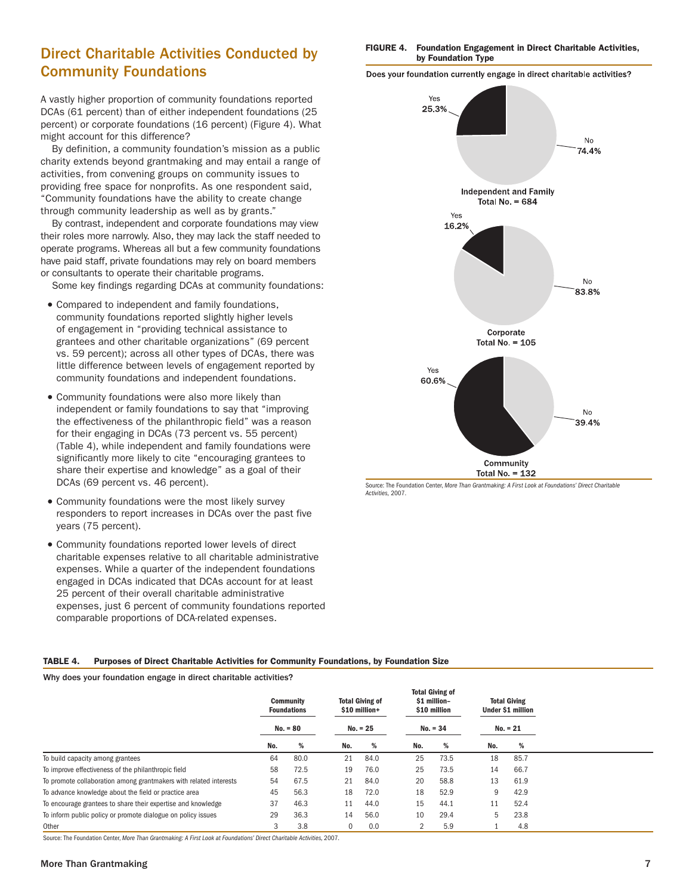## Direct Charitable Activities Conducted by Community Foundations

A vastly higher proportion of community foundations reported DCAs (61 percent) than of either independent foundations (25 percent) or corporate foundations (16 percent) (Figure 4). What might account for this difference?

By definition, a community foundation's mission as a public charity extends beyond grantmaking and may entail a range of activities, from convening groups on community issues to providing free space for nonprofits. As one respondent said, "Community foundations have the ability to create change through community leadership as well as by grants."

By contrast, independent and corporate foundations may view their roles more narrowly. Also, they may lack the staff needed to operate programs. Whereas all but a few community foundations have paid staff, private foundations may rely on board members or consultants to operate their charitable programs.

Some key findings regarding DCAs at community foundations:

- Compared to independent and family foundations, community foundations reported slightly higher levels of engagement in "providing technical assistance to grantees and other charitable organizations" (69 percent vs. 59 percent); across all other types of DCAs, there was little difference between levels of engagement reported by community foundations and independent foundations.
- Community foundations were also more likely than independent or family foundations to say that "improving the effectiveness of the philanthropic field" was a reason for their engaging in DCAs (73 percent vs. 55 percent) (Table 4), while independent and family foundations were significantly more likely to cite "encouraging grantees to share their expertise and knowledge" as a goal of their DCAs (69 percent vs. 46 percent).
- Community foundations were the most likely survey responders to report increases in DCAs over the past five years (75 percent).
- Community foundations reported lower levels of direct charitable expenses relative to all charitable administrative expenses. While a quarter of the independent foundations engaged in DCAs indicated that DCAs account for at least 25 percent of their overall charitable administrative expenses, just 6 percent of community foundations reported comparable proportions of DCA-related expenses.

**FIGURE 4. Foundation Engagement in Direct Charitable Activities, by Foundation Type**

**Does your foundation currently engage in direct charitable activities?**

| Foundation Type | Yes | No |
|---|---|---|
| Independent and Family (Total No. = 684) | 25.3% | 74.4% |
| Corporate (Total No. = 105) | 16.2% | 83.8% |
| Community (Total No. = 132) | 60.6% | 39.4% |

Source: The Foundation Center, *More Than Grantmaking: A First Look at Foundations' Direct Charitable Activities*, 2007.

**TABLE 4. Purposes of Direct Charitable Activities for Community Foundations, by Foundation Size**

**Why does your foundation engage in direct charitable activities?**

| | Community Foundations | | Total Giving of $10 million+ | | Total Giving of $1 million–$10 million | | Total Giving Under $1 million | |
|---|---|---|---|---|---|---|---|---|
| | No. = 80 | | No. = 25 | | No. = 34 | | No. = 21 | |
| | No. | % | No. | % | No. | % | No. | % |
| To build capacity among grantees | 64 | 80.0 | 21 | 84.0 | 25 | 73.5 | 18 | 85.7 |
| To improve effectiveness of the philanthropic field | 58 | 72.5 | 19 | 76.0 | 25 | 73.5 | 14 | 66.7 |
| To promote collaboration among grantmakers with related interests | 54 | 67.5 | 21 | 84.0 | 20 | 58.8 | 13 | 61.9 |
| To advance knowledge about the field or practice area | 45 | 56.3 | 18 | 72.0 | 18 | 52.9 | 9 | 42.9 |
| To encourage grantees to share their expertise and knowledge | 37 | 46.3 | 11 | 44.0 | 15 | 44.1 | 11 | 52.4 |
| To inform public policy or promote dialogue on policy issues | 29 | 36.3 | 14 | 56.0 | 10 | 29.4 | 5 | 23.8 |
| Other | 3 | 3.8 | 0 | 0.0 | 2 | 5.9 | 1 | 4.8 |

Source: The Foundation Center, *More Than Grantmaking: A First Look at Foundations' Direct Charitable Activities*, 2007.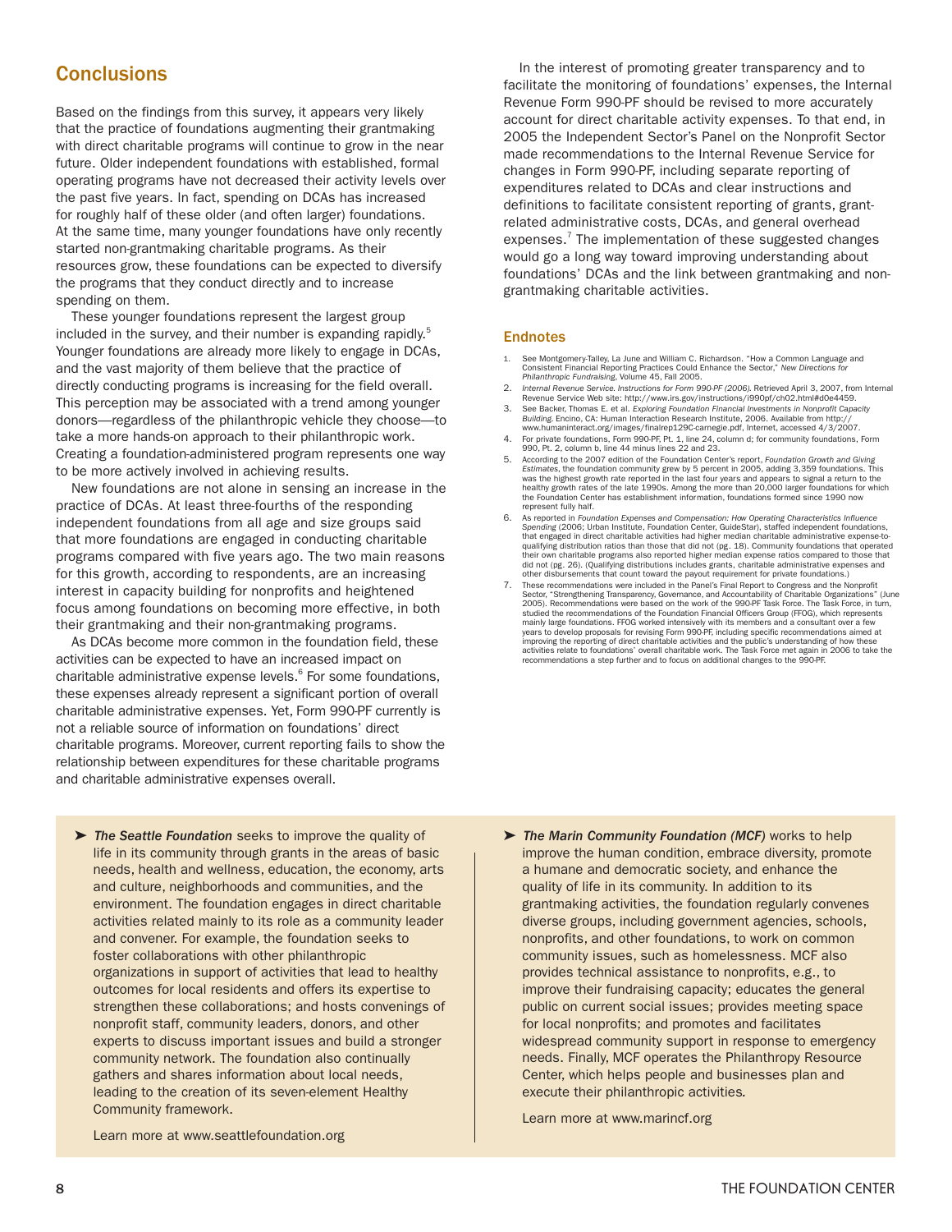## Conclusions

Based on the findings from this survey, it appears very likely that the practice of foundations augmenting their grantmaking with direct charitable programs will continue to grow in the near future. Older independent foundations with established, formal operating programs have not decreased their activity levels over the past five years. In fact, spending on DCAs has increased for roughly half of these older (and often larger) foundations. At the same time, many younger foundations have only recently started non-grantmaking charitable programs. As their resources grow, these foundations can be expected to diversify the programs that they conduct directly and to increase spending on them.

These younger foundations represent the largest group included in the survey, and their number is expanding rapidly.[5] Younger foundations are already more likely to engage in DCAs, and the vast majority of them believe that the practice of directly conducting programs is increasing for the field overall. This perception may be associated with a trend among younger donors—regardless of the philanthropic vehicle they choose—to take a more hands-on approach to their philanthropic work. Creating a foundation-administered program represents one way to be more actively involved in achieving results.

New foundations are not alone in sensing an increase in the practice of DCAs. At least three-fourths of the responding independent foundations from all age and size groups said that more foundations are engaged in conducting charitable programs compared with five years ago. The two main reasons for this growth, according to respondents, are an increasing interest in capacity building for nonprofits and heightened focus among foundations on becoming more effective, in both their grantmaking and their non-grantmaking programs.

As DCAs become more common in the foundation field, these activities can be expected to have an increased impact on charitable administrative expense levels.[6] For some foundations, these expenses already represent a significant portion of overall charitable administrative expenses. Yet, Form 990-PF currently is not a reliable source of information on foundations' direct charitable programs. Moreover, current reporting fails to show the relationship between expenditures for these charitable programs and charitable administrative expenses overall.

In the interest of promoting greater transparency and to facilitate the monitoring of foundations' expenses, the Internal Revenue Form 990-PF should be revised to more accurately account for direct charitable activity expenses. To that end, in 2005 the Independent Sector's Panel on the Nonprofit Sector made recommendations to the Internal Revenue Service for changes in Form 990-PF, including separate reporting of expenditures related to DCAs and clear instructions and definitions to facilitate consistent reporting of grants, grant-related administrative costs, DCAs, and general overhead expenses.[7] The implementation of these suggested changes would go a long way toward improving understanding about foundations' DCAs and the link between grantmaking and non-grantmaking charitable activities.

### Endnotes

1. See Montgomery-Talley, La June and William C. Richardson. "How a Common Language and Consistent Financial Reporting Practices Could Enhance the Sector," *New Directions for Philanthropic Fundraising*, Volume 45, Fall 2005.
2. *Internal Revenue Service. Instructions for Form 990-PF (2006).* Retrieved April 3, 2007, from Internal Revenue Service Web site: http://www.irs.gov/instructions/i990pf/ch02.html#d0e4459.
3. See Backer, Thomas E. et al. *Exploring Foundation Financial Investments in Nonprofit Capacity Building.* Encino, CA: Human Interaction Research Institute, 2006. Available from http://www.humaninteract.org/images/finalrep129C-carnegie.pdf, Internet, accessed 4/3/2007.
4. For private foundations, Form 990-PF, Pt. 1, line 24, column d; for community foundations, Form 990, Pt. 2, column b, line 44 minus lines 22 and 23.
5. According to the 2007 edition of the Foundation Center's report, *Foundation Growth and Giving Estimates*, the foundation community grew by 5 percent in 2005, adding 3,359 foundations. This was the highest growth rate reported in the last four years and appears to signal a return to the healthy growth rates of the late 1990s. Among the more than 20,000 larger foundations for which the Foundation Center has establishment information, foundations formed since 1990 now represent fully half.
6. As reported in *Foundation Expenses and Compensation: How Operating Characteristics Influence Spending* (2006; Urban Institute, Foundation Center, GuideStar), staffed independent foundations, that engaged in direct charitable activities had higher median charitable administrative expense-to-qualifying distribution ratios than those that did not (pg. 18). Community foundations that operated their own charitable programs also reported higher median expense ratios compared to those that did not (pg. 26). (Qualifying distributions includes grants, charitable administrative expenses and other disbursements that count toward the payout requirement for private foundations.)
7. These recommendations were included in the Panel's Final Report to Congress and the Nonprofit Sector, "Strengthening Transparency, Governance, and Accountability of Charitable Organizations" (June 2005). Recommendations were based on the work of the 990-PF Task Force. The Task Force, in turn, studied the recommendations of the Foundation Financial Officers Group (FFOG), which represents mainly large foundations. FFOG worked intensively with its members and a consultant over a few years to develop proposals for revising Form 990-PF, including specific recommendations aimed at improving the reporting of direct charitable activities and the public's understanding of how these activities relate to foundations' overall charitable work. The Task Force met again in 2006 to take the recommendations a step further and to focus on additional changes to the 990-PF.

➤ ***The Seattle Foundation*** seeks to improve the quality of life in its community through grants in the areas of basic needs, health and wellness, education, the economy, arts and culture, neighborhoods and communities, and the environment. The foundation engages in direct charitable activities related mainly to its role as a community leader and convener. For example, the foundation seeks to foster collaborations with other philanthropic organizations in support of activities that lead to healthy outcomes for local residents and offers its expertise to strengthen these collaborations; and hosts convenings of nonprofit staff, community leaders, donors, and other experts to discuss important issues and build a stronger community network. The foundation also continually gathers and shares information about local needs, leading to the creation of its seven-element Healthy Community framework.

Learn more at www.seattlefoundation.org

➤ ***The Marin Community Foundation (MCF)*** works to help improve the human condition, embrace diversity, promote a humane and democratic society, and enhance the quality of life in its community. In addition to its grantmaking activities, the foundation regularly convenes diverse groups, including government agencies, schools, nonprofits, and other foundations, to work on common community issues, such as homelessness. MCF also provides technical assistance to nonprofits, e.g., to improve their fundraising capacity; educates the general public on current social issues; provides meeting space for local nonprofits; and promotes and facilitates widespread community support in response to emergency needs. Finally, MCF operates the Philanthropy Resource Center, which helps people and businesses plan and execute their philanthropic activities.

Learn more at www.marincf.org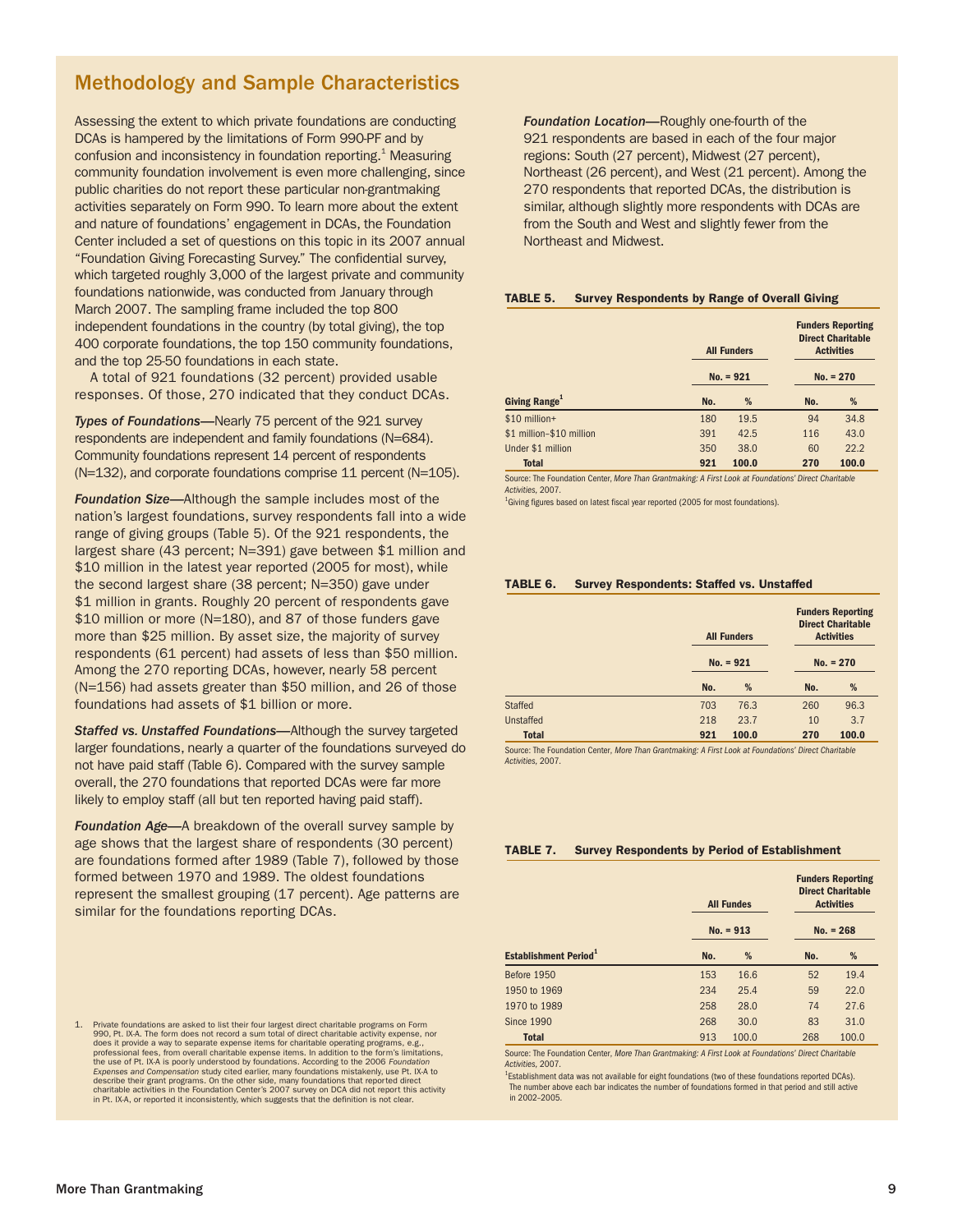## Methodology and Sample Characteristics

Assessing the extent to which private foundations are conducting DCAs is hampered by the limitations of Form 990-PF and by confusion and inconsistency in foundation reporting.[1] Measuring community foundation involvement is even more challenging, since public charities do not report these particular non-grantmaking activities separately on Form 990. To learn more about the extent and nature of foundations' engagement in DCAs, the Foundation Center included a set of questions on this topic in its 2007 annual "Foundation Giving Forecasting Survey." The confidential survey, which targeted roughly 3,000 of the largest private and community foundations nationwide, was conducted from January through March 2007. The sampling frame included the top 800 independent foundations in the country (by total giving), the top 400 corporate foundations, the top 150 community foundations, and the top 25-50 foundations in each state.

A total of 921 foundations (32 percent) provided usable responses. Of those, 270 indicated that they conduct DCAs.

***Types of Foundations***—Nearly 75 percent of the 921 survey respondents are independent and family foundations (N=684). Community foundations represent 14 percent of respondents (N=132), and corporate foundations comprise 11 percent (N=105).

***Foundation Size***—Although the sample includes most of the nation's largest foundations, survey respondents fall into a wide range of giving groups (Table 5). Of the 921 respondents, the largest share (43 percent; N=391) gave between $1 million and $10 million in the latest year reported (2005 for most), while the second largest share (38 percent; N=350) gave under $1 million in grants. Roughly 20 percent of respondents gave $10 million or more (N=180), and 87 of those funders gave more than $25 million. By asset size, the majority of survey respondents (61 percent) had assets of less than $50 million. Among the 270 reporting DCAs, however, nearly 58 percent (N=156) had assets greater than $50 million, and 26 of those foundations had assets of $1 billion or more.

***Staffed vs. Unstaffed Foundations***—Although the survey targeted larger foundations, nearly a quarter of the foundations surveyed do not have paid staff (Table 6). Compared with the survey sample overall, the 270 foundations that reported DCAs were far more likely to employ staff (all but ten reported having paid staff).

***Foundation Age***—A breakdown of the overall survey sample by age shows that the largest share of respondents (30 percent) are foundations formed after 1989 (Table 7), followed by those formed between 1970 and 1989. The oldest foundations represent the smallest grouping (17 percent). Age patterns are similar for the foundations reporting DCAs.

***Foundation Location***—Roughly one-fourth of the 921 respondents are based in each of the four major regions: South (27 percent), Midwest (27 percent), Northeast (26 percent), and West (21 percent). Among the 270 respondents that reported DCAs, the distribution is similar, although slightly more respondents with DCAs are from the South and West and slightly fewer from the Northeast and Midwest.

**TABLE 5. Survey Respondents by Range of Overall Giving**

| | All Funders | | Funders Reporting Direct Charitable Activities | |
|---|---|---|---|---|
| | No. = 921 | | No. = 270 | |
| **Giving Range[1]** | **No.** | **%** | **No.** | **%** |
| $10 million+ | 180 | 19.5 | 94 | 34.8 |
| $1 million–$10 million | 391 | 42.5 | 116 | 43.0 |
| Under $1 million | 350 | 38.0 | 60 | 22.2 |
| **Total** | **921** | **100.0** | **270** | **100.0** |

Source: The Foundation Center, *More Than Grantmaking: A First Look at Foundations' Direct Charitable Activities*, 2007.

[1]Giving figures based on latest fiscal year reported (2005 for most foundations).

**TABLE 6. Survey Respondents: Staffed vs. Unstaffed**

| | All Funders | | Funders Reporting Direct Charitable Activities | |
|---|---|---|---|---|
| | No. = 921 | | No. = 270 | |
| | **No.** | **%** | **No.** | **%** |
| Staffed | 703 | 76.3 | 260 | 96.3 |
| Unstaffed | 218 | 23.7 | 10 | 3.7 |
| **Total** | **921** | **100.0** | **270** | **100.0** |

Source: The Foundation Center, *More Than Grantmaking: A First Look at Foundations' Direct Charitable Activities*, 2007.

**TABLE 7. Survey Respondents by Period of Establishment**

| | All Fundes | | Funders Reporting Direct Charitable Activities | |
|---|---|---|---|---|
| | No. = 913 | | No. = 268 | |
| **Establishment Period[1]** | **No.** | **%** | **No.** | **%** |
| Before 1950 | 153 | 16.6 | 52 | 19.4 |
| 1950 to 1969 | 234 | 25.4 | 59 | 22.0 |
| 1970 to 1989 | 258 | 28.0 | 74 | 27.6 |
| Since 1990 | 268 | 30.0 | 83 | 31.0 |
| **Total** | 913 | 100.0 | 268 | 100.0 |

Source: The Foundation Center, *More Than Grantmaking: A First Look at Foundations' Direct Charitable Activities*, 2007.

[1]Establishment data was not available for eight foundations (two of these foundations reported DCAs). The number above each bar indicates the number of foundations formed in that period and still active in 2002–2005.

1. Private foundations are asked to list their four largest direct charitable programs on Form 990, Pt. IX-A. The form does not record a sum total of direct charitable activity expense, nor does it provide a way to separate expense items for charitable operating programs, e.g., professional fees, from overall charitable expense items. In addition to the form's limitations, the use of Pt. IX-A is poorly understood by foundations. According to the 2006 *Foundation Expenses and Compensation* study cited earlier, many foundations mistakenly, use Pt. IX-A to describe their grant programs. On the other side, many foundations that reported direct charitable activities in the Foundation Center's 2007 survey on DCA did not report this activity in Pt. IX-A, or reported it inconsistently, which suggests that the definition is not clear.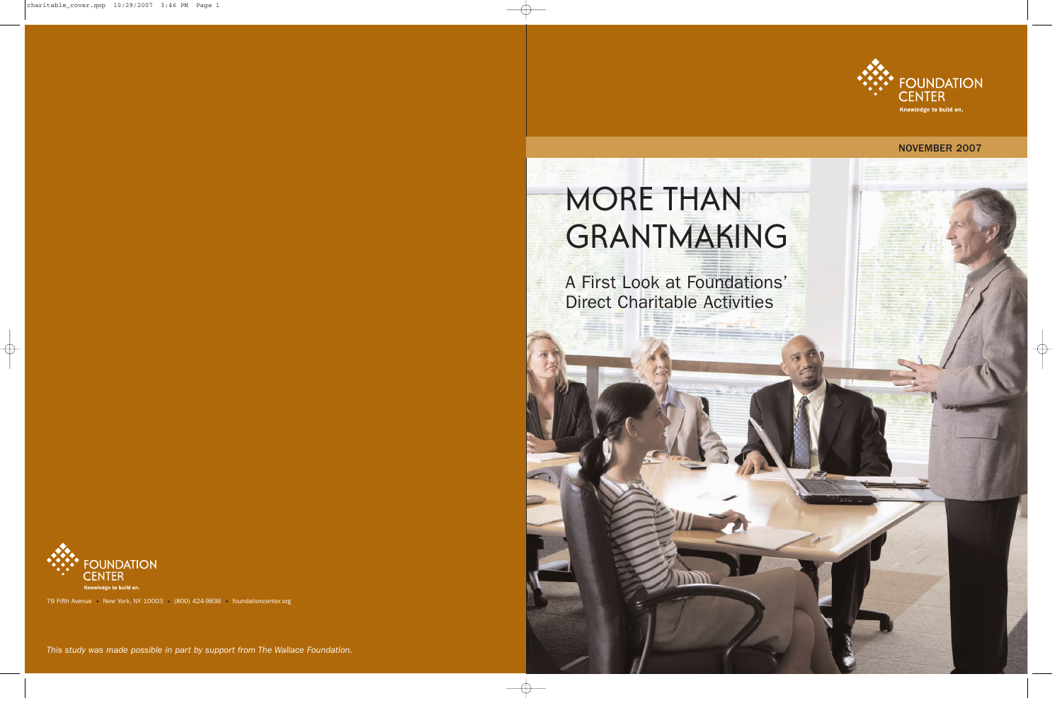FOUNDATION CENTER

Knowledge to build on.

NOVEMBER 2007

# MORE THAN GRANTMAKING

## A First Look at Foundations' Direct Charitable Activities

FOUNDATION CENTER

Knowledge to build on.

79 Fifth Avenue • New York, NY 10003 • (800) 424-9836 • foundationcenter.org

*This study was made possible in part by support from The Wallace Foundation.*